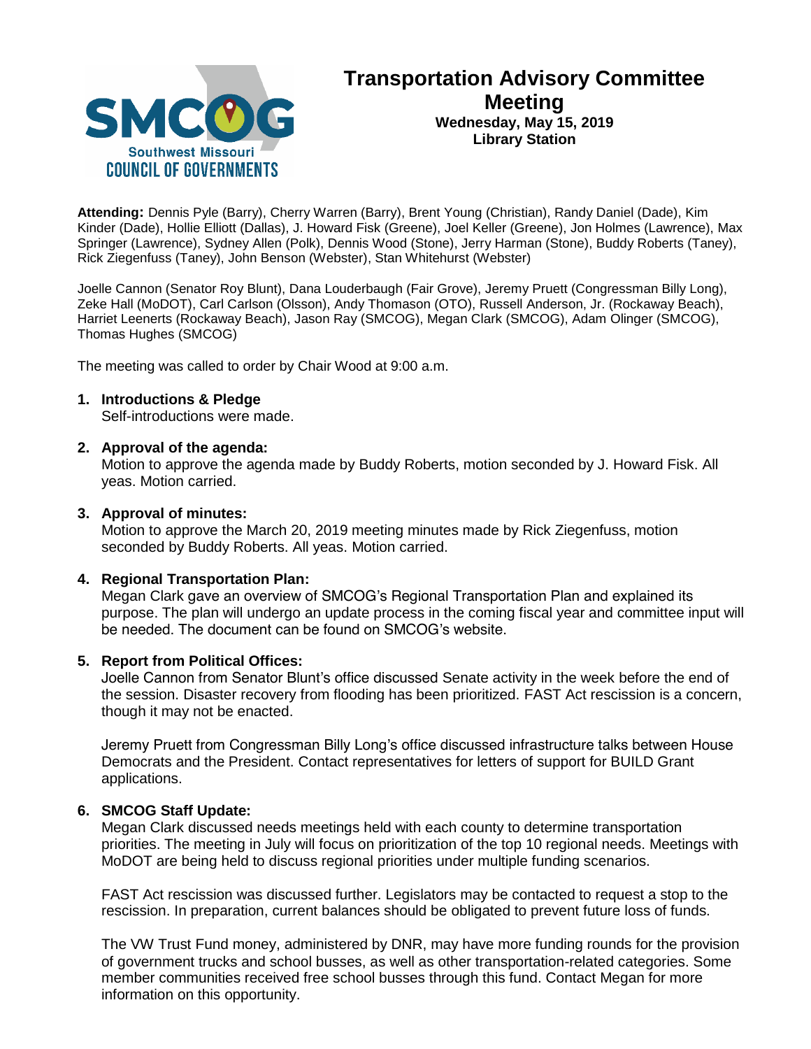# Transportation Advisory Committee Meeting

**Wednesday, May 15, 2019**
**Library Station**

**Attending:** Dennis Pyle (Barry), Cherry Warren (Barry), Brent Young (Christian), Randy Daniel (Dade), Kim Kinder (Dade), Hollie Elliott (Dallas), J. Howard Fisk (Greene), Joel Keller (Greene), Jon Holmes (Lawrence), Max Springer (Lawrence), Sydney Allen (Polk), Dennis Wood (Stone), Jerry Harman (Stone), Buddy Roberts (Taney), Rick Ziegenfuss (Taney), John Benson (Webster), Stan Whitehurst (Webster)

Joelle Cannon (Senator Roy Blunt), Dana Louderbaugh (Fair Grove), Jeremy Pruett (Congressman Billy Long), Zeke Hall (MoDOT), Carl Carlson (Olsson), Andy Thomason (OTO), Russell Anderson, Jr. (Rockaway Beach), Harriet Leenerts (Rockaway Beach), Jason Ray (SMCOG), Megan Clark (SMCOG), Adam Olinger (SMCOG), Thomas Hughes (SMCOG)

The meeting was called to order by Chair Wood at 9:00 a.m.

1. **Introductions & Pledge**
   Self-introductions were made.

2. **Approval of the agenda:**
   Motion to approve the agenda made by Buddy Roberts, motion seconded by J. Howard Fisk. All yeas. Motion carried.

3. **Approval of minutes:**
   Motion to approve the March 20, 2019 meeting minutes made by Rick Ziegenfuss, motion seconded by Buddy Roberts. All yeas. Motion carried.

4. **Regional Transportation Plan:**
   Megan Clark gave an overview of SMCOG's Regional Transportation Plan and explained its purpose. The plan will undergo an update process in the coming fiscal year and committee input will be needed. The document can be found on SMCOG's website.

5. **Report from Political Offices:**
   Joelle Cannon from Senator Blunt's office discussed Senate activity in the week before the end of the session. Disaster recovery from flooding has been prioritized. FAST Act rescission is a concern, though it may not be enacted.

   Jeremy Pruett from Congressman Billy Long's office discussed infrastructure talks between House Democrats and the President. Contact representatives for letters of support for BUILD Grant applications.

6. **SMCOG Staff Update:**
   Megan Clark discussed needs meetings held with each county to determine transportation priorities. The meeting in July will focus on prioritization of the top 10 regional needs. Meetings with MoDOT are being held to discuss regional priorities under multiple funding scenarios.

   FAST Act rescission was discussed further. Legislators may be contacted to request a stop to the rescission. In preparation, current balances should be obligated to prevent future loss of funds.

   The VW Trust Fund money, administered by DNR, may have more funding rounds for the provision of government trucks and school busses, as well as other transportation-related categories. Some member communities received free school busses through this fund. Contact Megan for more information on this opportunity.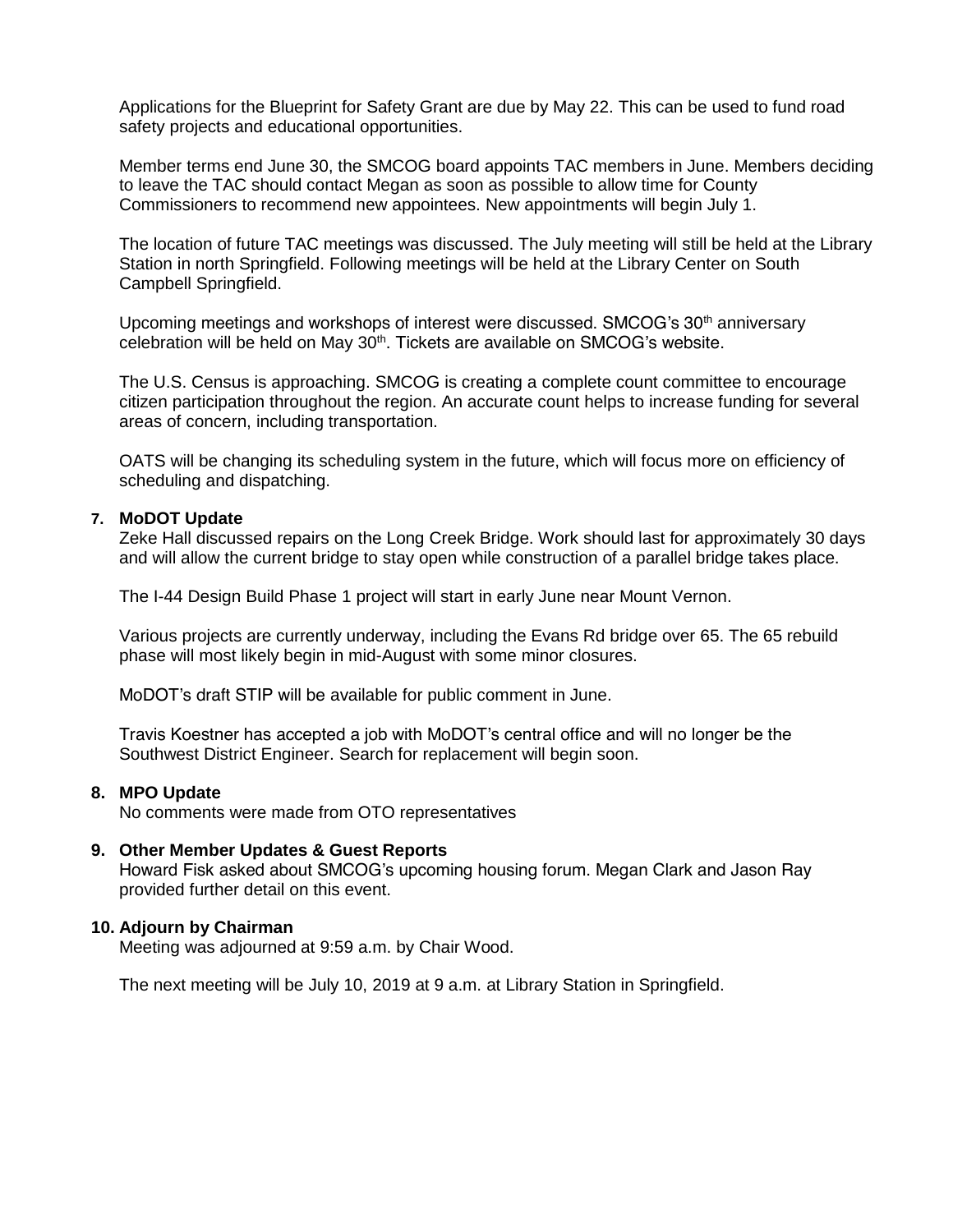Applications for the Blueprint for Safety Grant are due by May 22. This can be used to fund road safety projects and educational opportunities.

Member terms end June 30, the SMCOG board appoints TAC members in June. Members deciding to leave the TAC should contact Megan as soon as possible to allow time for County Commissioners to recommend new appointees. New appointments will begin July 1.

The location of future TAC meetings was discussed. The July meeting will still be held at the Library Station in north Springfield. Following meetings will be held at the Library Center on South Campbell Springfield.

Upcoming meetings and workshops of interest were discussed. SMCOG's 30th anniversary celebration will be held on May 30th. Tickets are available on SMCOG's website.

The U.S. Census is approaching. SMCOG is creating a complete count committee to encourage citizen participation throughout the region. An accurate count helps to increase funding for several areas of concern, including transportation.

OATS will be changing its scheduling system in the future, which will focus more on efficiency of scheduling and dispatching.

**7. MoDOT Update**

Zeke Hall discussed repairs on the Long Creek Bridge. Work should last for approximately 30 days and will allow the current bridge to stay open while construction of a parallel bridge takes place.

The I-44 Design Build Phase 1 project will start in early June near Mount Vernon.

Various projects are currently underway, including the Evans Rd bridge over 65. The 65 rebuild phase will most likely begin in mid-August with some minor closures.

MoDOT's draft STIP will be available for public comment in June.

Travis Koestner has accepted a job with MoDOT's central office and will no longer be the Southwest District Engineer. Search for replacement will begin soon.

**8. MPO Update**

No comments were made from OTO representatives

**9. Other Member Updates & Guest Reports**

Howard Fisk asked about SMCOG's upcoming housing forum. Megan Clark and Jason Ray provided further detail on this event.

**10. Adjourn by Chairman**

Meeting was adjourned at 9:59 a.m. by Chair Wood.

The next meeting will be July 10, 2019 at 9 a.m. at Library Station in Springfield.